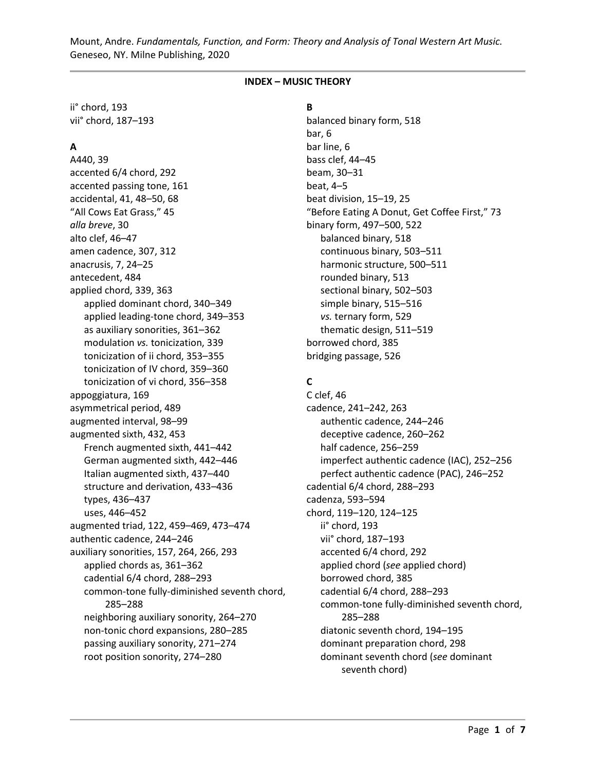Mount, Andre. *Fundamentals, Function, and Form: Theory and Analysis of Tonal Western Art Music.* Geneseo, NY. Milne Publishing, 2020

**INDEX – MUSIC THEORY**

ii° chord, 193
vii° chord, 187–193

**A**

A440, 39
accented 6/4 chord, 292
accented passing tone, 161
accidental, 41, 48–50, 68
"All Cows Eat Grass," 45
*alla breve*, 30
alto clef, 46–47
amen cadence, 307, 312
anacrusis, 7, 24–25
antecedent, 484
applied chord, 339, 363
- applied dominant chord, 340–349
- applied leading-tone chord, 349–353
- as auxiliary sonorities, 361–362
- modulation *vs.* tonicization, 339
- tonicization of ii chord, 353–355
- tonicization of IV chord, 359–360
- tonicization of vi chord, 356–358

appoggiatura, 169
asymmetrical period, 489
augmented interval, 98–99
augmented sixth, 432, 453
- French augmented sixth, 441–442
- German augmented sixth, 442–446
- Italian augmented sixth, 437–440
- structure and derivation, 433–436
- types, 436–437
- uses, 446–452

augmented triad, 122, 459–469, 473–474
authentic cadence, 244–246
auxiliary sonorities, 157, 264, 266, 293
- applied chords as, 361–362
- cadential 6/4 chord, 288–293
- common-tone fully-diminished seventh chord, 285–288
- neighboring auxiliary sonority, 264–270
- non-tonic chord expansions, 280–285
- passing auxiliary sonority, 271–274
- root position sonority, 274–280

**B**

balanced binary form, 518
bar, 6
bar line, 6
bass clef, 44–45
beam, 30–31
beat, 4–5
beat division, 15–19, 25
"Before Eating A Donut, Get Coffee First," 73
binary form, 497–500, 522
- balanced binary, 518
- continuous binary, 503–511
- harmonic structure, 500–511
- rounded binary, 513
- sectional binary, 502–503
- simple binary, 515–516
- *vs.* ternary form, 529
- thematic design, 511–519

borrowed chord, 385
bridging passage, 526

**C**

C clef, 46
cadence, 241–242, 263
- authentic cadence, 244–246
- deceptive cadence, 260–262
- half cadence, 256–259
- imperfect authentic cadence (IAC), 252–256
- perfect authentic cadence (PAC), 246–252

cadential 6/4 chord, 288–293
cadenza, 593–594
chord, 119–120, 124–125
- ii° chord, 193
- vii° chord, 187–193
- accented 6/4 chord, 292
- applied chord (*see* applied chord)
- borrowed chord, 385
- cadential 6/4 chord, 288–293
- common-tone fully-diminished seventh chord, 285–288
- diatonic seventh chord, 194–195
- dominant preparation chord, 298
- dominant seventh chord (*see* dominant seventh chord)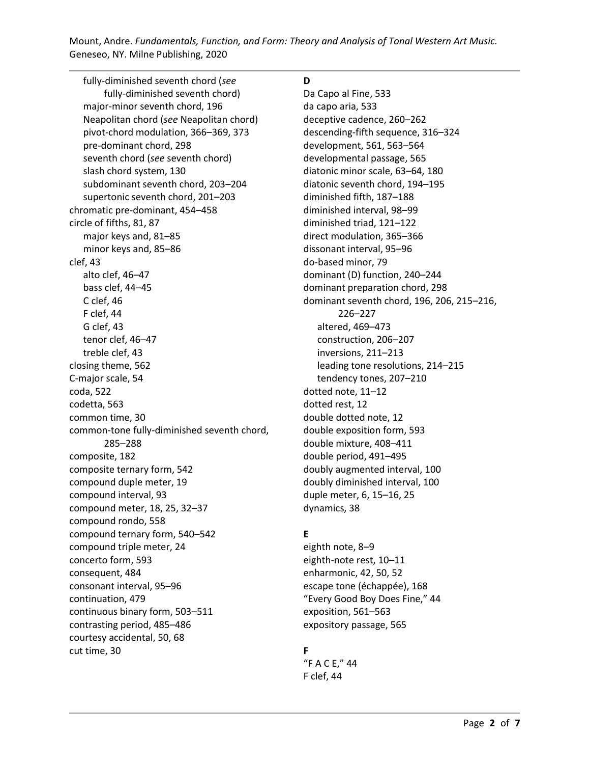fully-diminished seventh chord (*see* fully-diminished seventh chord)
major-minor seventh chord, 196
Neapolitan chord (*see* Neapolitan chord)
pivot-chord modulation, 366–369, 373
pre-dominant chord, 298
seventh chord (*see* seventh chord)
slash chord system, 130
subdominant seventh chord, 203–204
supertonic seventh chord, 201–203

chromatic pre-dominant, 454–458
circle of fifths, 81, 87
major keys and, 81–85
minor keys and, 85–86
clef, 43
alto clef, 46–47
bass clef, 44–45
C clef, 46
F clef, 44
G clef, 43
tenor clef, 46–47
treble clef, 43
closing theme, 562
C-major scale, 54
coda, 522
codetta, 563
common time, 30
common-tone fully-diminished seventh chord, 285–288
composite, 182
composite ternary form, 542
compound duple meter, 19
compound interval, 93
compound meter, 18, 25, 32–37
compound rondo, 558
compound ternary form, 540–542
compound triple meter, 24
concerto form, 593
consequent, 484
consonant interval, 95–96
continuation, 479
continuous binary form, 503–511
contrasting period, 485–486
courtesy accidental, 50, 68
cut time, 30

**D**

Da Capo al Fine, 533
da capo aria, 533
deceptive cadence, 260–262
descending-fifth sequence, 316–324
development, 561, 563–564
developmental passage, 565
diatonic minor scale, 63–64, 180
diatonic seventh chord, 194–195
diminished fifth, 187–188
diminished interval, 98–99
diminished triad, 121–122
direct modulation, 365–366
dissonant interval, 95–96
do-based minor, 79
dominant (D) function, 240–244
dominant preparation chord, 298
dominant seventh chord, 196, 206, 215–216, 226–227
altered, 469–473
construction, 206–207
inversions, 211–213
leading tone resolutions, 214–215
tendency tones, 207–210
dotted note, 11–12
dotted rest, 12
double dotted note, 12
double exposition form, 593
double mixture, 408–411
double period, 491–495
doubly augmented interval, 100
doubly diminished interval, 100
duple meter, 6, 15–16, 25
dynamics, 38

**E**

eighth note, 8–9
eighth-note rest, 10–11
enharmonic, 42, 50, 52
escape tone (échappée), 168
"Every Good Boy Does Fine," 44
exposition, 561–563
expository passage, 565

**F**

"F A C E," 44
F clef, 44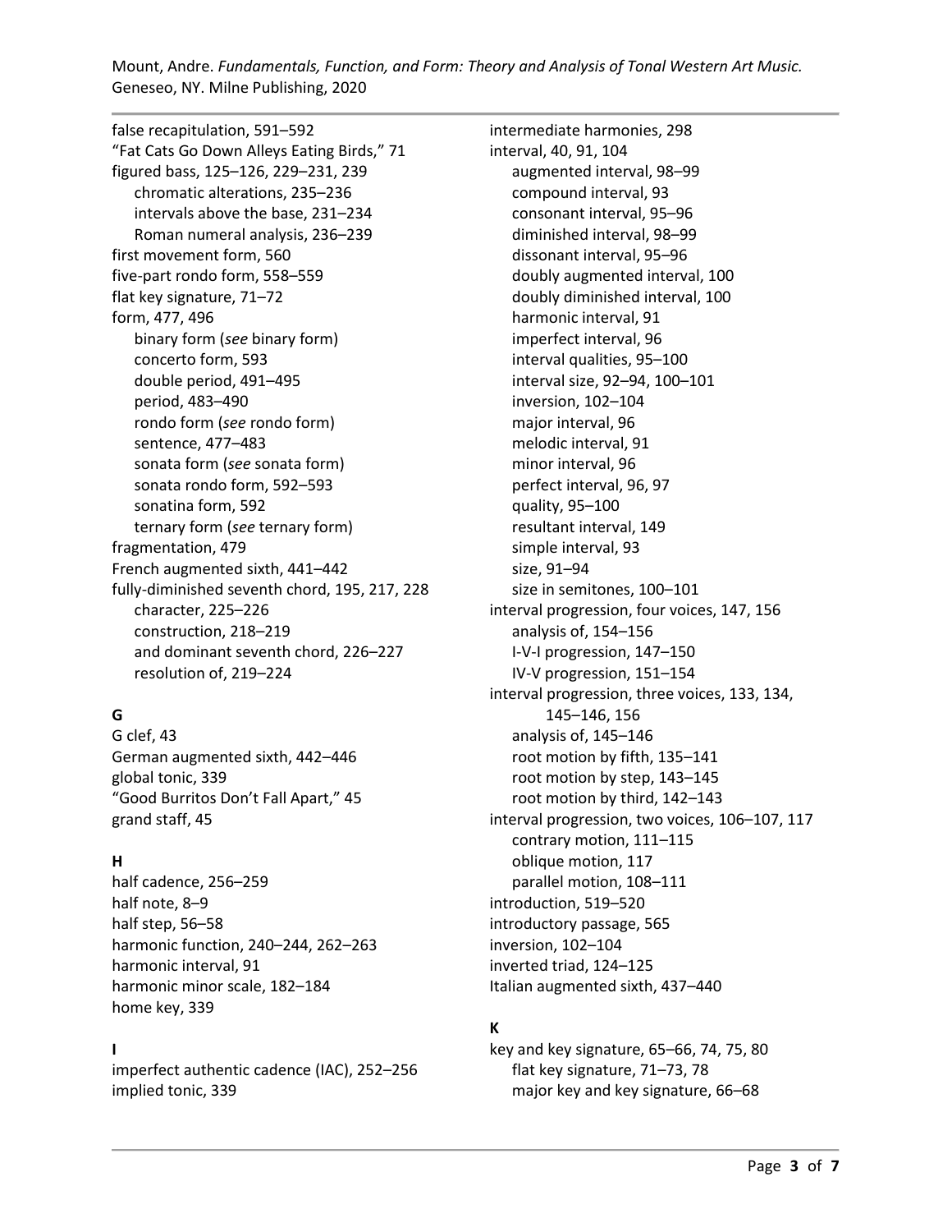false recapitulation, 591–592
"Fat Cats Go Down Alleys Eating Birds," 71
figured bass, 125–126, 229–231, 239
- chromatic alterations, 235–236
- intervals above the base, 231–234
- Roman numeral analysis, 236–239

first movement form, 560
five-part rondo form, 558–559
flat key signature, 71–72
form, 477, 496
- binary form (*see* binary form)
- concerto form, 593
- double period, 491–495
- period, 483–490
- rondo form (*see* rondo form)
- sentence, 477–483
- sonata form (*see* sonata form)
- sonata rondo form, 592–593
- sonatina form, 592
- ternary form (*see* ternary form)

fragmentation, 479
French augmented sixth, 441–442
fully-diminished seventh chord, 195, 217, 228
- character, 225–226
- construction, 218–219
- and dominant seventh chord, 226–227
- resolution of, 219–224

**G**

G clef, 43
German augmented sixth, 442–446
global tonic, 339
"Good Burritos Don't Fall Apart," 45
grand staff, 45

**H**

half cadence, 256–259
half note, 8–9
half step, 56–58
harmonic function, 240–244, 262–263
harmonic interval, 91
harmonic minor scale, 182–184
home key, 339

**I**

imperfect authentic cadence (IAC), 252–256
implied tonic, 339
intermediate harmonies, 298
interval, 40, 91, 104
- augmented interval, 98–99
- compound interval, 93
- consonant interval, 95–96
- diminished interval, 98–99
- dissonant interval, 95–96
- doubly augmented interval, 100
- doubly diminished interval, 100
- harmonic interval, 91
- imperfect interval, 96
- interval qualities, 95–100
- interval size, 92–94, 100–101
- inversion, 102–104
- major interval, 96
- melodic interval, 91
- minor interval, 96
- perfect interval, 96, 97
- quality, 95–100
- resultant interval, 149
- simple interval, 93
- size, 91–94
- size in semitones, 100–101

interval progression, four voices, 147, 156
- analysis of, 154–156
- I-V-I progression, 147–150
- IV-V progression, 151–154

interval progression, three voices, 133, 134, 145–146, 156
- analysis of, 145–146
- root motion by fifth, 135–141
- root motion by step, 143–145
- root motion by third, 142–143

interval progression, two voices, 106–107, 117
- contrary motion, 111–115
- oblique motion, 117
- parallel motion, 108–111

introduction, 519–520
introductory passage, 565
inversion, 102–104
inverted triad, 124–125
Italian augmented sixth, 437–440

**K**

key and key signature, 65–66, 74, 75, 80
- flat key signature, 71–73, 78
- major key and key signature, 66–68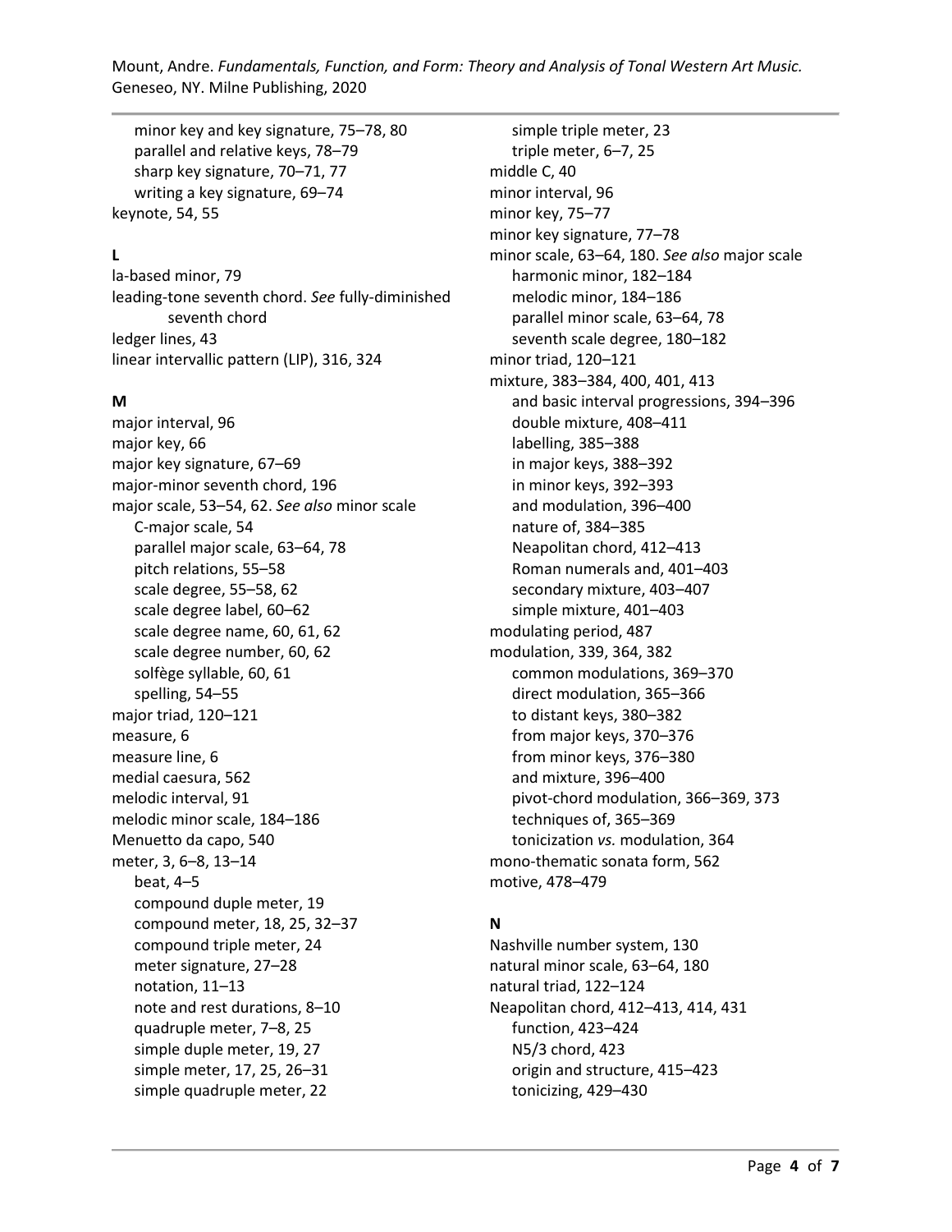minor key and key signature, 75–78, 80
  parallel and relative keys, 78–79
  sharp key signature, 70–71, 77
  writing a key signature, 69–74
keynote, 54, 55

**L**

la-based minor, 79
leading-tone seventh chord. *See* fully-diminished seventh chord
ledger lines, 43
linear intervallic pattern (LIP), 316, 324

**M**

major interval, 96
major key, 66
major key signature, 67–69
major-minor seventh chord, 196
major scale, 53–54, 62. *See also* minor scale
  C-major scale, 54
  parallel major scale, 63–64, 78
  pitch relations, 55–58
  scale degree, 55–58, 62
  scale degree label, 60–62
  scale degree name, 60, 61, 62
  scale degree number, 60, 62
  solfège syllable, 60, 61
  spelling, 54–55
major triad, 120–121
measure, 6
measure line, 6
medial caesura, 562
melodic interval, 91
melodic minor scale, 184–186
Menuetto da capo, 540
meter, 3, 6–8, 13–14
  beat, 4–5
  compound duple meter, 19
  compound meter, 18, 25, 32–37
  compound triple meter, 24
  meter signature, 27–28
  notation, 11–13
  note and rest durations, 8–10
  quadruple meter, 7–8, 25
  simple duple meter, 19, 27
  simple meter, 17, 25, 26–31
  simple quadruple meter, 22
  simple triple meter, 23
  triple meter, 6–7, 25
middle C, 40
minor interval, 96
minor key, 75–77
minor key signature, 77–78
minor scale, 63–64, 180. *See also* major scale
  harmonic minor, 182–184
  melodic minor, 184–186
  parallel minor scale, 63–64, 78
  seventh scale degree, 180–182
minor triad, 120–121
mixture, 383–384, 400, 401, 413
  and basic interval progressions, 394–396
  double mixture, 408–411
  labelling, 385–388
  in major keys, 388–392
  in minor keys, 392–393
  and modulation, 396–400
  nature of, 384–385
  Neapolitan chord, 412–413
  Roman numerals and, 401–403
  secondary mixture, 403–407
  simple mixture, 401–403
modulating period, 487
modulation, 339, 364, 382
  common modulations, 369–370
  direct modulation, 365–366
  to distant keys, 380–382
  from major keys, 370–376
  from minor keys, 376–380
  and mixture, 396–400
  pivot-chord modulation, 366–369, 373
  techniques of, 365–369
  tonicization *vs.* modulation, 364
mono-thematic sonata form, 562
motive, 478–479

**N**

Nashville number system, 130
natural minor scale, 63–64, 180
natural triad, 122–124
Neapolitan chord, 412–413, 414, 431
  function, 423–424
  N5/3 chord, 423
  origin and structure, 415–423
  tonicizing, 429–430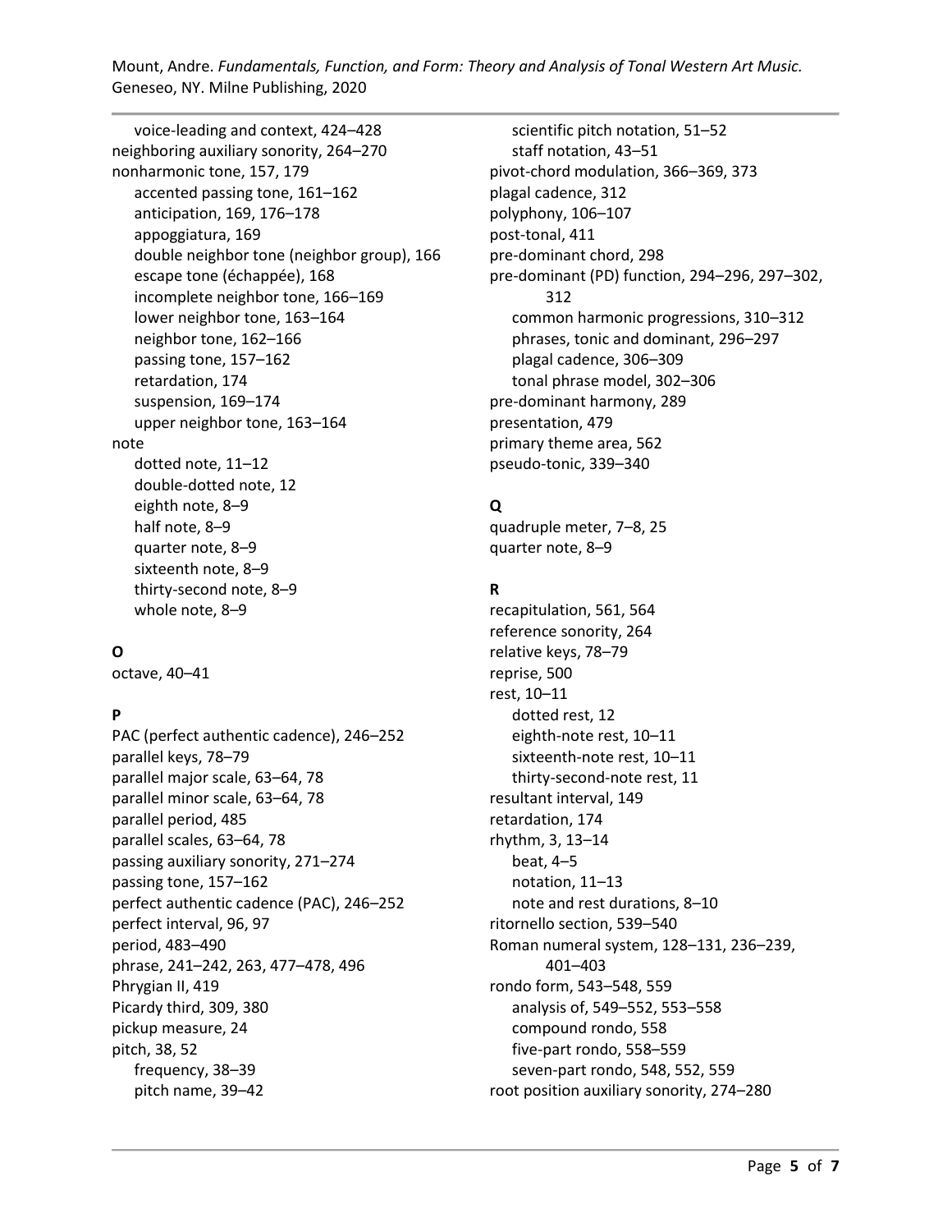voice-leading and context, 424–428
neighboring auxiliary sonority, 264–270
nonharmonic tone, 157, 179
    accented passing tone, 161–162
    anticipation, 169, 176–178
    appoggiatura, 169
    double neighbor tone (neighbor group), 166
    escape tone (échappée), 168
    incomplete neighbor tone, 166–169
    lower neighbor tone, 163–164
    neighbor tone, 162–166
    passing tone, 157–162
    retardation, 174
    suspension, 169–174
    upper neighbor tone, 163–164
note
    dotted note, 11–12
    double-dotted note, 12
    eighth note, 8–9
    half note, 8–9
    quarter note, 8–9
    sixteenth note, 8–9
    thirty-second note, 8–9
    whole note, 8–9

**O**

octave, 40–41

**P**

PAC (perfect authentic cadence), 246–252
parallel keys, 78–79
parallel major scale, 63–64, 78
parallel minor scale, 63–64, 78
parallel period, 485
parallel scales, 63–64, 78
passing auxiliary sonority, 271–274
passing tone, 157–162
perfect authentic cadence (PAC), 246–252
perfect interval, 96, 97
period, 483–490
phrase, 241–242, 263, 477–478, 496
Phrygian II, 419
Picardy third, 309, 380
pickup measure, 24
pitch, 38, 52
    frequency, 38–39
    pitch name, 39–42
    scientific pitch notation, 51–52
    staff notation, 43–51
pivot-chord modulation, 366–369, 373
plagal cadence, 312
polyphony, 106–107
post-tonal, 411
pre-dominant chord, 298
pre-dominant (PD) function, 294–296, 297–302, 312
    common harmonic progressions, 310–312
    phrases, tonic and dominant, 296–297
    plagal cadence, 306–309
    tonal phrase model, 302–306
pre-dominant harmony, 289
presentation, 479
primary theme area, 562
pseudo-tonic, 339–340

**Q**

quadruple meter, 7–8, 25
quarter note, 8–9

**R**

recapitulation, 561, 564
reference sonority, 264
relative keys, 78–79
reprise, 500
rest, 10–11
    dotted rest, 12
    eighth-note rest, 10–11
    sixteenth-note rest, 10–11
    thirty-second-note rest, 11
resultant interval, 149
retardation, 174
rhythm, 3, 13–14
    beat, 4–5
    notation, 11–13
    note and rest durations, 8–10
ritornello section, 539–540
Roman numeral system, 128–131, 236–239, 401–403
rondo form, 543–548, 559
    analysis of, 549–552, 553–558
    compound rondo, 558
    five-part rondo, 558–559
    seven-part rondo, 548, 552, 559
root position auxiliary sonority, 274–280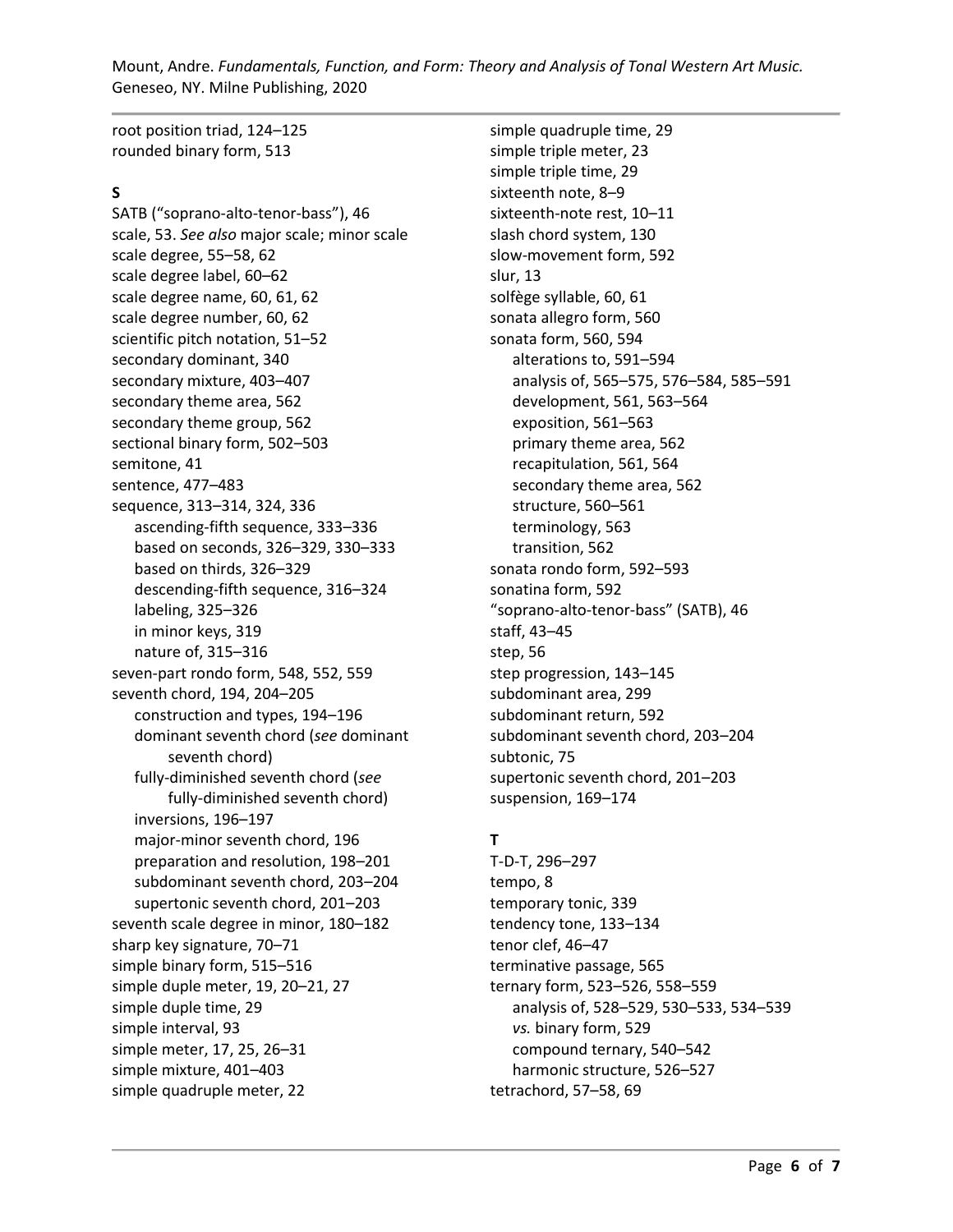root position triad, 124–125
rounded binary form, 513

**S**

SATB ("soprano-alto-tenor-bass"), 46
scale, 53. *See also* major scale; minor scale
scale degree, 55–58, 62
scale degree label, 60–62
scale degree name, 60, 61, 62
scale degree number, 60, 62
scientific pitch notation, 51–52
secondary dominant, 340
secondary mixture, 403–407
secondary theme area, 562
secondary theme group, 562
sectional binary form, 502–503
semitone, 41
sentence, 477–483
sequence, 313–314, 324, 336
    ascending-fifth sequence, 333–336
    based on seconds, 326–329, 330–333
    based on thirds, 326–329
    descending-fifth sequence, 316–324
    labeling, 325–326
    in minor keys, 319
    nature of, 315–316
seven-part rondo form, 548, 552, 559
seventh chord, 194, 204–205
    construction and types, 194–196
    dominant seventh chord (*see* dominant seventh chord)
    fully-diminished seventh chord (*see* fully-diminished seventh chord)
    inversions, 196–197
    major-minor seventh chord, 196
    preparation and resolution, 198–201
    subdominant seventh chord, 203–204
    supertonic seventh chord, 201–203
seventh scale degree in minor, 180–182
sharp key signature, 70–71
simple binary form, 515–516
simple duple meter, 19, 20–21, 27
simple duple time, 29
simple interval, 93
simple meter, 17, 25, 26–31
simple mixture, 401–403
simple quadruple meter, 22
simple quadruple time, 29
simple triple meter, 23
simple triple time, 29
sixteenth note, 8–9
sixteenth-note rest, 10–11
slash chord system, 130
slow-movement form, 592
slur, 13
solfège syllable, 60, 61
sonata allegro form, 560
sonata form, 560, 594
    alterations to, 591–594
    analysis of, 565–575, 576–584, 585–591
    development, 561, 563–564
    exposition, 561–563
    primary theme area, 562
    recapitulation, 561, 564
    secondary theme area, 562
    structure, 560–561
    terminology, 563
    transition, 562
sonata rondo form, 592–593
sonatina form, 592
"soprano-alto-tenor-bass" (SATB), 46
staff, 43–45
step, 56
step progression, 143–145
subdominant area, 299
subdominant return, 592
subdominant seventh chord, 203–204
subtonic, 75
supertonic seventh chord, 201–203
suspension, 169–174

**T**

T-D-T, 296–297
tempo, 8
temporary tonic, 339
tendency tone, 133–134
tenor clef, 46–47
terminative passage, 565
ternary form, 523–526, 558–559
    analysis of, 528–529, 530–533, 534–539
    *vs.* binary form, 529
    compound ternary, 540–542
    harmonic structure, 526–527
tetrachord, 57–58, 69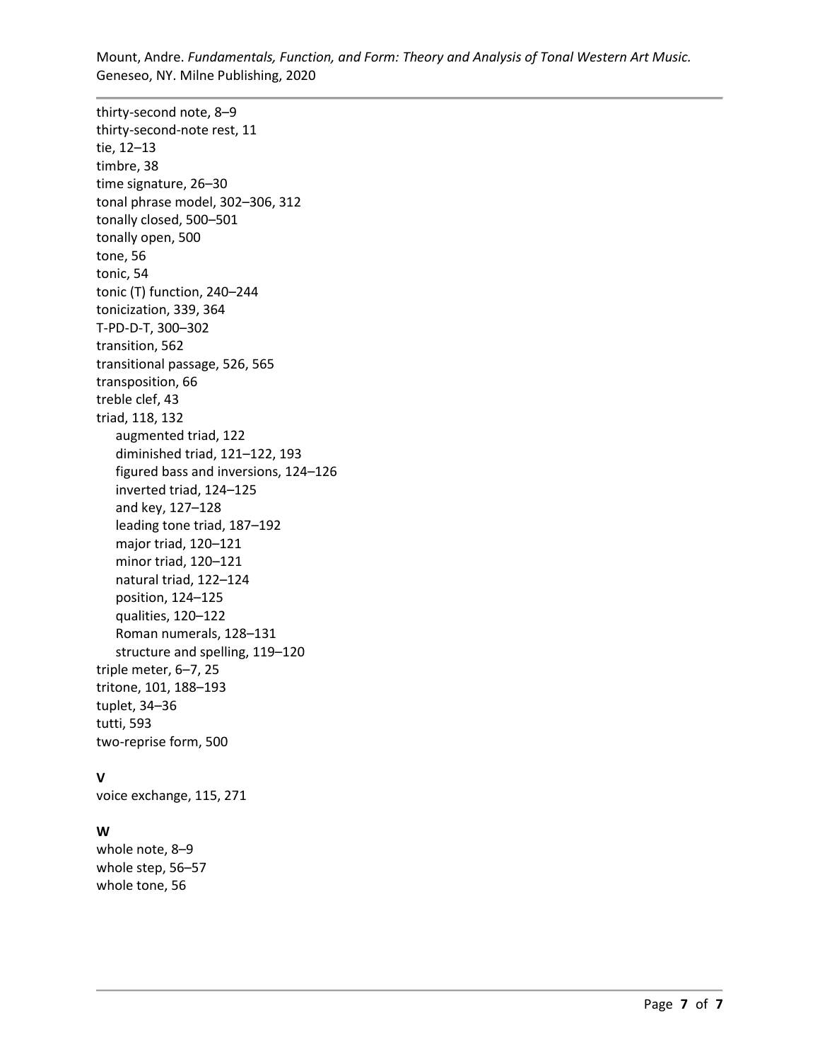thirty-second note, 8–9
thirty-second-note rest, 11
tie, 12–13
timbre, 38
time signature, 26–30
tonal phrase model, 302–306, 312
tonally closed, 500–501
tonally open, 500
tone, 56
tonic, 54
tonic (T) function, 240–244
tonicization, 339, 364
T-PD-D-T, 300–302
transition, 562
transitional passage, 526, 565
transposition, 66
treble clef, 43
triad, 118, 132
    augmented triad, 122
    diminished triad, 121–122, 193
    figured bass and inversions, 124–126
    inverted triad, 124–125
    and key, 127–128
    leading tone triad, 187–192
    major triad, 120–121
    minor triad, 120–121
    natural triad, 122–124
    position, 124–125
    qualities, 120–122
    Roman numerals, 128–131
    structure and spelling, 119–120
triple meter, 6–7, 25
tritone, 101, 188–193
tuplet, 34–36
tutti, 593
two-reprise form, 500

**V**

voice exchange, 115, 271

**W**

whole note, 8–9
whole step, 56–57
whole tone, 56